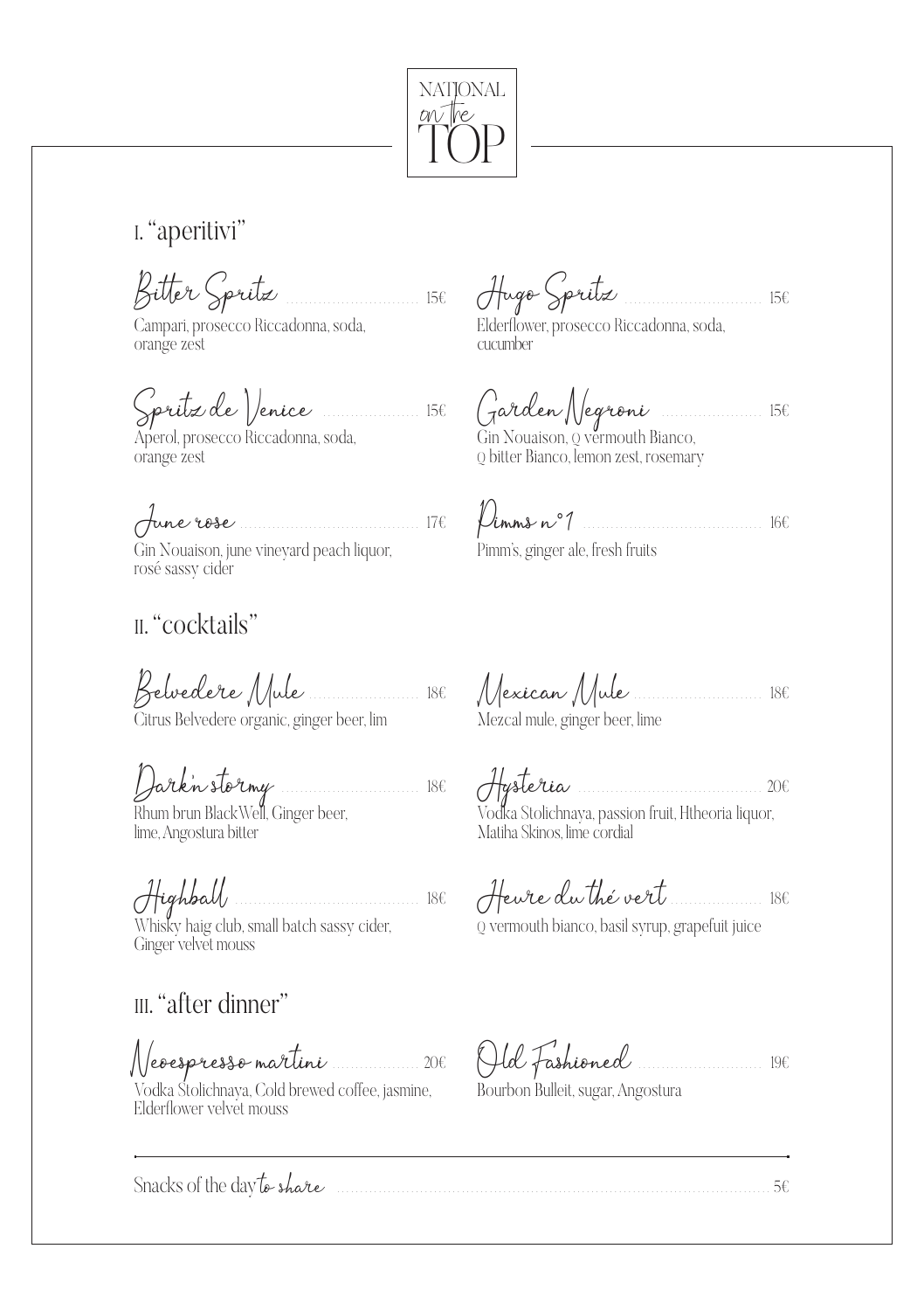# NATIONAL on the TOP

## I. "aperitivi"

**Bitter Spritz** ............ 15€
Campari, prosecco Riccadonna, soda, orange zest

**Hugo Spritz** ............ 15€
Elderflower, prosecco Riccadonna, soda, cucumber

**Spritz de Venice** ............ 15€
Aperol, prosecco Riccadonna, soda, orange zest

**Garden Negroni** ............ 15€
Gin Nouaison, Q vermouth Bianco, Q bitter Bianco, lemon zest, rosemary

**June rose** ............ 17€
Gin Nouaison, june vineyard peach liquor, rosé sassy cider

**Pimms n°1** ............ 16€
Pimm's, ginger ale, fresh fruits

## II. "cocktails"

**Belvedere Mule** ............ 18€
Citrus Belvedere organic, ginger beer, lim

**Mexican Mule** ............ 18€
Mezcal mule, ginger beer, lime

**Dark'n stormy** ............ 18€
Rhum brun BlackWell, Ginger beer, lime, Angostura bitter

**Hysteria** ............ 20€
Vodka Stolichnaya, passion fruit, Htheoria liquor, Matiha Skinos, lime cordial

**Highball** ............ 18€
Whisky haig club, small batch sassy cider, Ginger velvet mouss

**Heure du thé vert** ............ 18€
Q vermouth bianco, basil syrup, grapefuit juice

## III. "after dinner"

**Neoespresso martini** ............ 20€
Vodka Stolichnaya, Cold brewed coffee, jasmine, Elderflower velvet mouss

**Old Fashioned** ............ 19€
Bourbon Bulleit, sugar, Angostura

---

Snacks of the day *to share* ............ 5€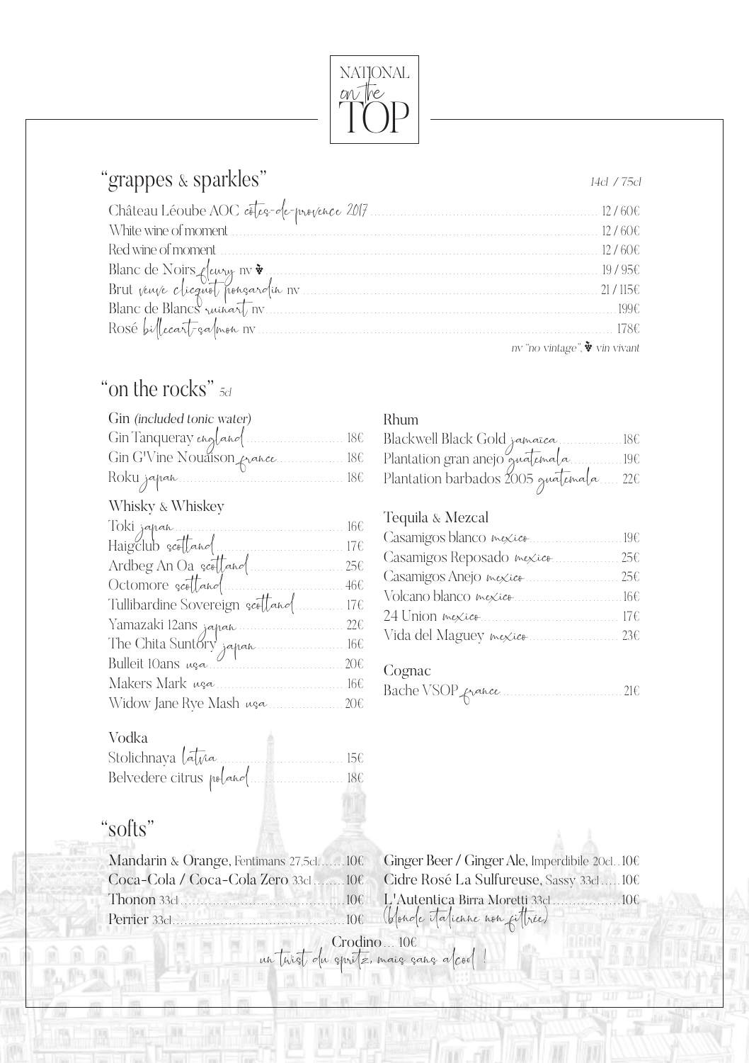# NATIONAL on the TOP

## "grappes & sparkles"

*14cl / 75cl*

- Château Léoube AOC côtes-de-provence 2017 ........ 12 / 60€
- White wine of moment ........ 12 / 60€
- Red wine of moment ........ 12 / 60€
- Blanc de Noirs fleury nv 🍇 ........ 19 / 95€
- Brut veuve clicquot ponsardin nv ........ 21 / 115€
- Blanc de Blancs ruinart nv ........ 199€
- Rosé billecart-salmon nv ........ 178€

*nv "no vintage", 🍇 vin vivant*

## "on the rocks" *5cl*

### Gin *(included tonic water)*

- Gin Tanqueray england ........ 18€
- Gin G'Vine Nouaison france ........ 18€
- Roku japan ........ 18€

### Whisky & Whiskey

- Toki japan ........ 16€
- Haigclub scotland ........ 17€
- Ardbeg An Oa scotland ........ 25€
- Octomore scotland ........ 46€
- Tullibardine Sovereign scotland ........ 17€
- Yamazaki 12ans japan ........ 22€
- The Chita Suntory japan ........ 16€
- Bulleit 10ans usa ........ 20€
- Makers Mark usa ........ 16€
- Widow Jane Rye Mash usa ........ 20€

### Vodka

- Stolichnaya latvia ........ 15€
- Belvedere citrus poland ........ 18€

### Rhum

- Blackwell Black Gold jamaica ........ 18€
- Plantation gran anejo guatemala ........ 19€
- Plantation barbados 2005 guatemala ........ 22€

### Tequila & Mezcal

- Casamigos blanco mexico ........ 19€
- Casamigos Reposado mexico ........ 25€
- Casamigos Anejo mexico ........ 25€
- Volcano blanco mexico ........ 16€
- 24 Union mexico ........ 17€
- Vida del Maguey mexico ........ 23€

### Cognac

- Bache VSOP france ........ 21€

## "softs"

- **Mandarin & Orange**, Fentimans 27,5cl ........ 10€
- **Coca-Cola / Coca-Cola Zero** 33cl ........ 10€
- **Thonon** 33cl ........ 10€
- **Perrier** 33cl ........ 10€
- **Ginger Beer / Ginger Ale**, Imperdibile 20cl ........ 10€
- **Cidre Rosé La Sulfureuse**, Sassy 33cl ........ 10€
- **L'Autentica** Birra Moretti 33cl ........ 10€
  (blonde italienne non filtrée)

**Crodino**... 10€
un twist du spritz, mais sans alcool !